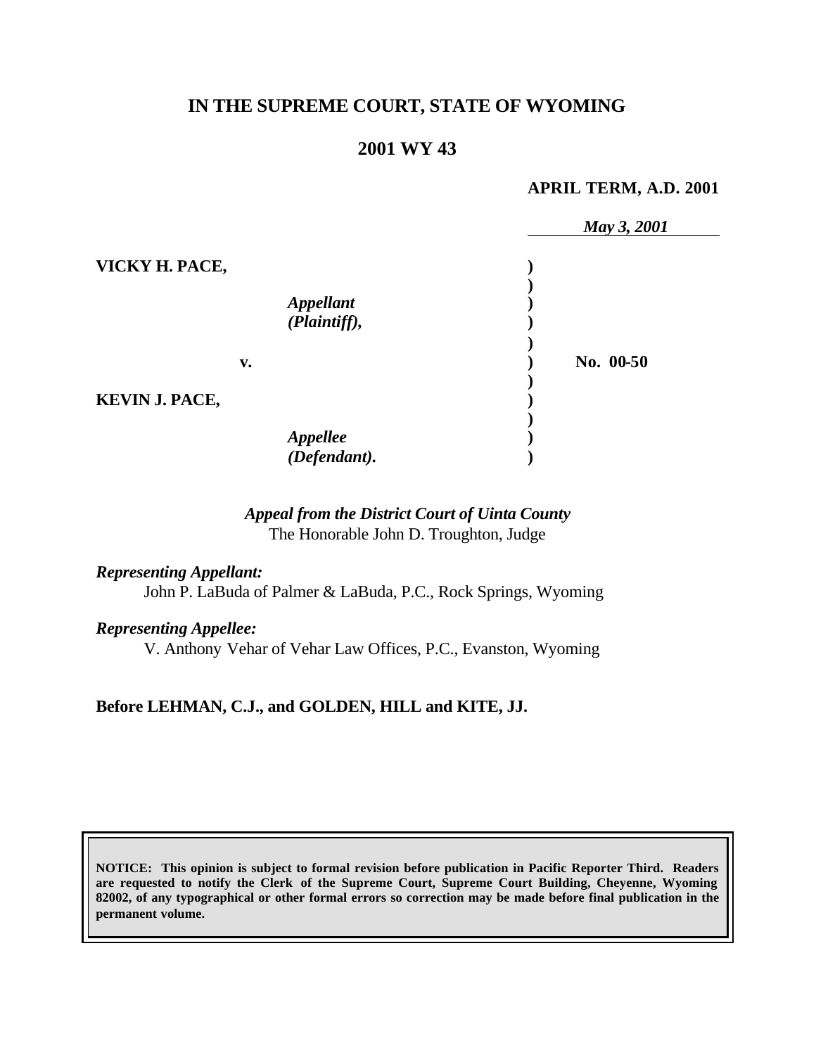# IN THE SUPREME COURT, STATE OF WYOMING

## 2001 WY 43

**APRIL TERM, A.D. 2001**

*May 3, 2001*

**VICKY H. PACE,**

*Appellant (Plaintiff),*

**v.**

**No. 00-50**

**KEVIN J. PACE,**

*Appellee (Defendant).*

*Appeal from the District Court of Uinta County*
The Honorable John D. Troughton, Judge

*Representing Appellant:*
John P. LaBuda of Palmer & LaBuda, P.C., Rock Springs, Wyoming

*Representing Appellee:*
V. Anthony Vehar of Vehar Law Offices, P.C., Evanston, Wyoming

**Before LEHMAN, C.J., and GOLDEN, HILL and KITE, JJ.**

**NOTICE: This opinion is subject to formal revision before publication in Pacific Reporter Third. Readers are requested to notify the Clerk of the Supreme Court, Supreme Court Building, Cheyenne, Wyoming 82002, of any typographical or other formal errors so correction may be made before final publication in the permanent volume.**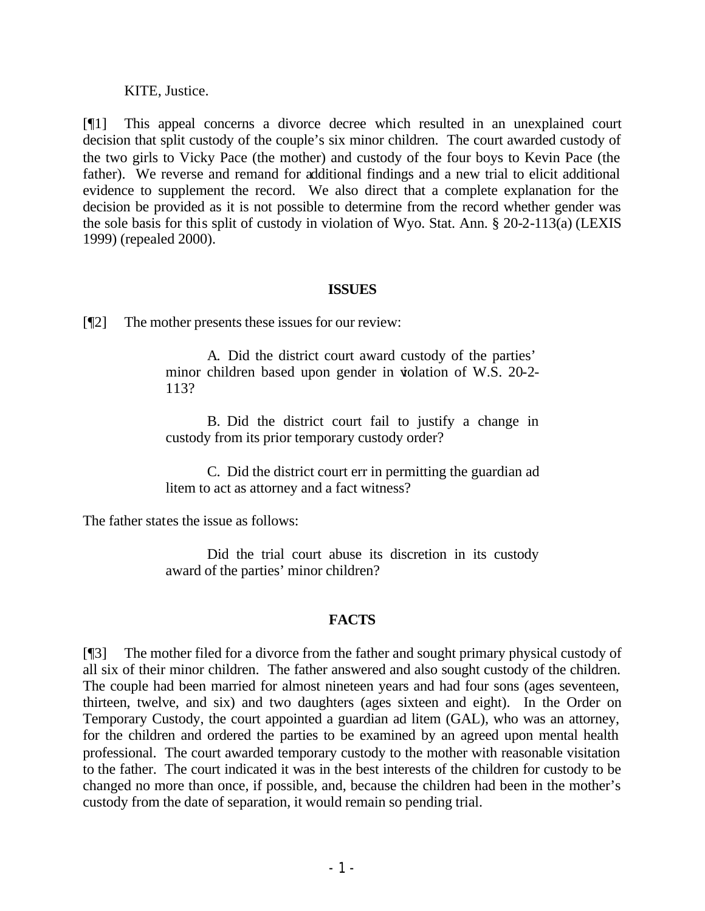KITE, Justice.

[¶1] This appeal concerns a divorce decree which resulted in an unexplained court decision that split custody of the couple's six minor children. The court awarded custody of the two girls to Vicky Pace (the mother) and custody of the four boys to Kevin Pace (the father). We reverse and remand for additional findings and a new trial to elicit additional evidence to supplement the record. We also direct that a complete explanation for the decision be provided as it is not possible to determine from the record whether gender was the sole basis for this split of custody in violation of Wyo. Stat. Ann. § 20-2-113(a) (LEXIS 1999) (repealed 2000).

## ISSUES

[¶2] The mother presents these issues for our review:

> A. Did the district court award custody of the parties' minor children based upon gender in violation of W.S. 20-2-113?
>
> B. Did the district court fail to justify a change in custody from its prior temporary custody order?
>
> C. Did the district court err in permitting the guardian ad litem to act as attorney and a fact witness?

The father states the issue as follows:

> Did the trial court abuse its discretion in its custody award of the parties' minor children?

## FACTS

[¶3] The mother filed for a divorce from the father and sought primary physical custody of all six of their minor children. The father answered and also sought custody of the children. The couple had been married for almost nineteen years and had four sons (ages seventeen, thirteen, twelve, and six) and two daughters (ages sixteen and eight). In the Order on Temporary Custody, the court appointed a guardian ad litem (GAL), who was an attorney, for the children and ordered the parties to be examined by an agreed upon mental health professional. The court awarded temporary custody to the mother with reasonable visitation to the father. The court indicated it was in the best interests of the children for custody to be changed no more than once, if possible, and, because the children had been in the mother's custody from the date of separation, it would remain so pending trial.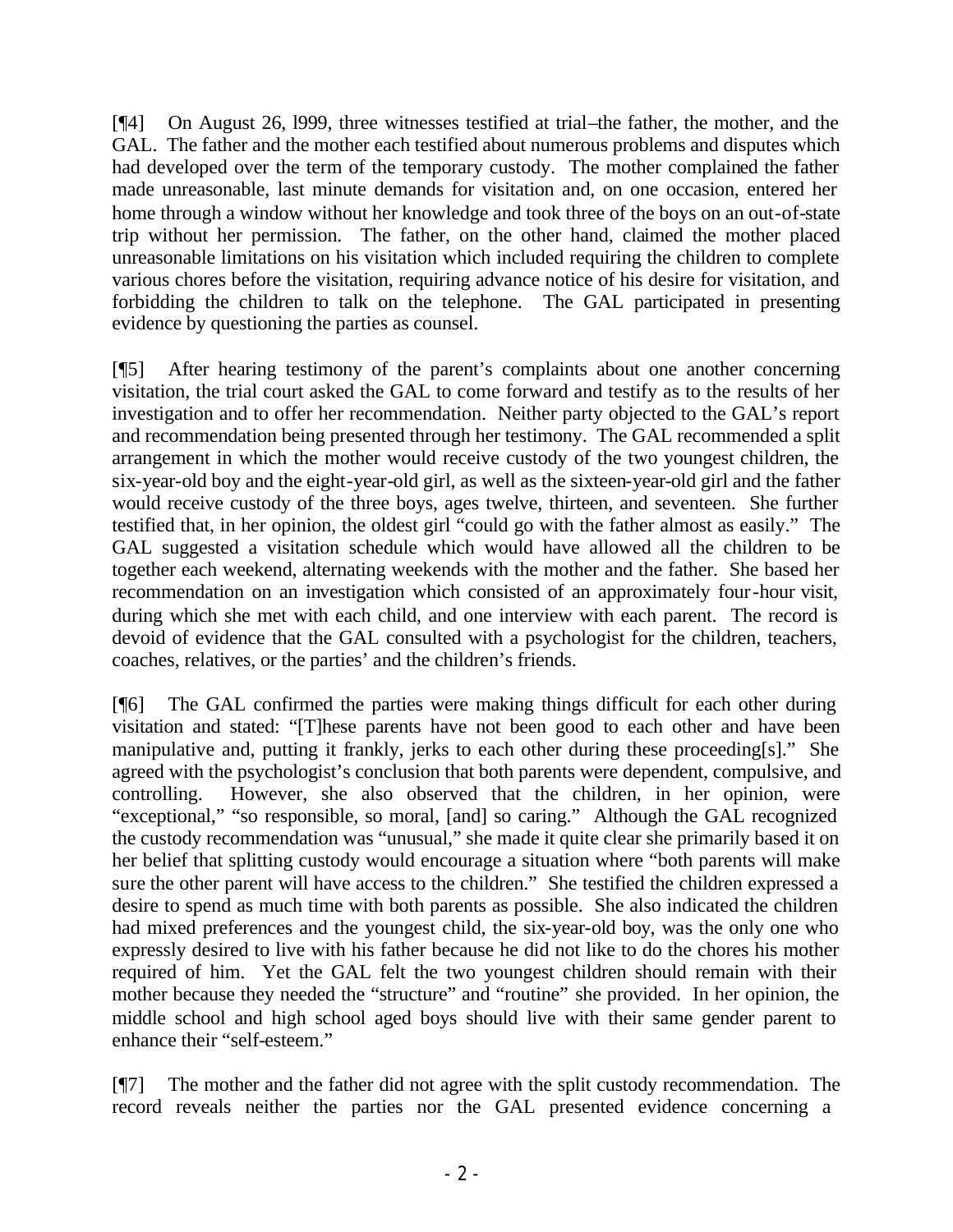[¶4] On August 26, l999, three witnesses testified at trial–the father, the mother, and the GAL. The father and the mother each testified about numerous problems and disputes which had developed over the term of the temporary custody. The mother complained the father made unreasonable, last minute demands for visitation and, on one occasion, entered her home through a window without her knowledge and took three of the boys on an out-of-state trip without her permission. The father, on the other hand, claimed the mother placed unreasonable limitations on his visitation which included requiring the children to complete various chores before the visitation, requiring advance notice of his desire for visitation, and forbidding the children to talk on the telephone. The GAL participated in presenting evidence by questioning the parties as counsel.

[¶5] After hearing testimony of the parent's complaints about one another concerning visitation, the trial court asked the GAL to come forward and testify as to the results of her investigation and to offer her recommendation. Neither party objected to the GAL's report and recommendation being presented through her testimony. The GAL recommended a split arrangement in which the mother would receive custody of the two youngest children, the six-year-old boy and the eight-year-old girl, as well as the sixteen-year-old girl and the father would receive custody of the three boys, ages twelve, thirteen, and seventeen. She further testified that, in her opinion, the oldest girl "could go with the father almost as easily." The GAL suggested a visitation schedule which would have allowed all the children to be together each weekend, alternating weekends with the mother and the father. She based her recommendation on an investigation which consisted of an approximately four-hour visit, during which she met with each child, and one interview with each parent. The record is devoid of evidence that the GAL consulted with a psychologist for the children, teachers, coaches, relatives, or the parties' and the children's friends.

[¶6] The GAL confirmed the parties were making things difficult for each other during visitation and stated: "[T]hese parents have not been good to each other and have been manipulative and, putting it frankly, jerks to each other during these proceeding[s]." She agreed with the psychologist's conclusion that both parents were dependent, compulsive, and controlling. However, she also observed that the children, in her opinion, were "exceptional," "so responsible, so moral, [and] so caring." Although the GAL recognized the custody recommendation was "unusual," she made it quite clear she primarily based it on her belief that splitting custody would encourage a situation where "both parents will make sure the other parent will have access to the children." She testified the children expressed a desire to spend as much time with both parents as possible. She also indicated the children had mixed preferences and the youngest child, the six-year-old boy, was the only one who expressly desired to live with his father because he did not like to do the chores his mother required of him. Yet the GAL felt the two youngest children should remain with their mother because they needed the "structure" and "routine" she provided. In her opinion, the middle school and high school aged boys should live with their same gender parent to enhance their "self-esteem."

[¶7] The mother and the father did not agree with the split custody recommendation. The record reveals neither the parties nor the GAL presented evidence concerning a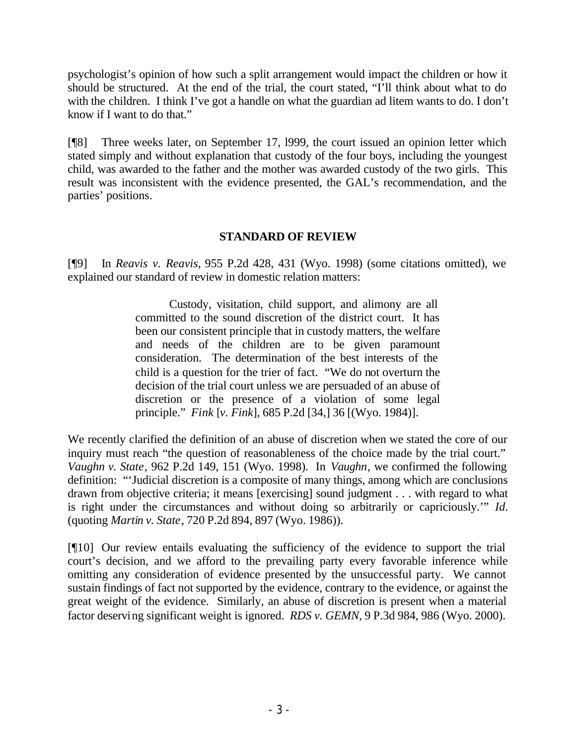psychologist's opinion of how such a split arrangement would impact the children or how it should be structured. At the end of the trial, the court stated, "I'll think about what to do with the children. I think I've got a handle on what the guardian ad litem wants to do. I don't know if I want to do that."

[¶8] Three weeks later, on September 17, l999, the court issued an opinion letter which stated simply and without explanation that custody of the four boys, including the youngest child, was awarded to the father and the mother was awarded custody of the two girls. This result was inconsistent with the evidence presented, the GAL's recommendation, and the parties' positions.

## STANDARD OF REVIEW

[¶9] In *Reavis v. Reavis,* 955 P.2d 428, 431 (Wyo. 1998) (some citations omitted), we explained our standard of review in domestic relation matters:

> Custody, visitation, child support, and alimony are all committed to the sound discretion of the district court. It has been our consistent principle that in custody matters, the welfare and needs of the children are to be given paramount consideration. The determination of the best interests of the child is a question for the trier of fact. "We do not overturn the decision of the trial court unless we are persuaded of an abuse of discretion or the presence of a violation of some legal principle." *Fink* [*v. Fink*], 685 P.2d [34,] 36 [(Wyo. 1984)].

We recently clarified the definition of an abuse of discretion when we stated the core of our inquiry must reach "the question of reasonableness of the choice made by the trial court." *Vaughn v. State*, 962 P.2d 149, 151 (Wyo. 1998). In *Vaughn*, we confirmed the following definition: "'Judicial discretion is a composite of many things, among which are conclusions drawn from objective criteria; it means [exercising] sound judgment . . . with regard to what is right under the circumstances and without doing so arbitrarily or capriciously.'" *Id.* (quoting *Martin v. State*, 720 P.2d 894, 897 (Wyo. 1986)).

[¶10] Our review entails evaluating the sufficiency of the evidence to support the trial court's decision, and we afford to the prevailing party every favorable inference while omitting any consideration of evidence presented by the unsuccessful party. We cannot sustain findings of fact not supported by the evidence, contrary to the evidence, or against the great weight of the evidence. Similarly, an abuse of discretion is present when a material factor deserving significant weight is ignored. *RDS v. GEMN*, 9 P.3d 984, 986 (Wyo. 2000).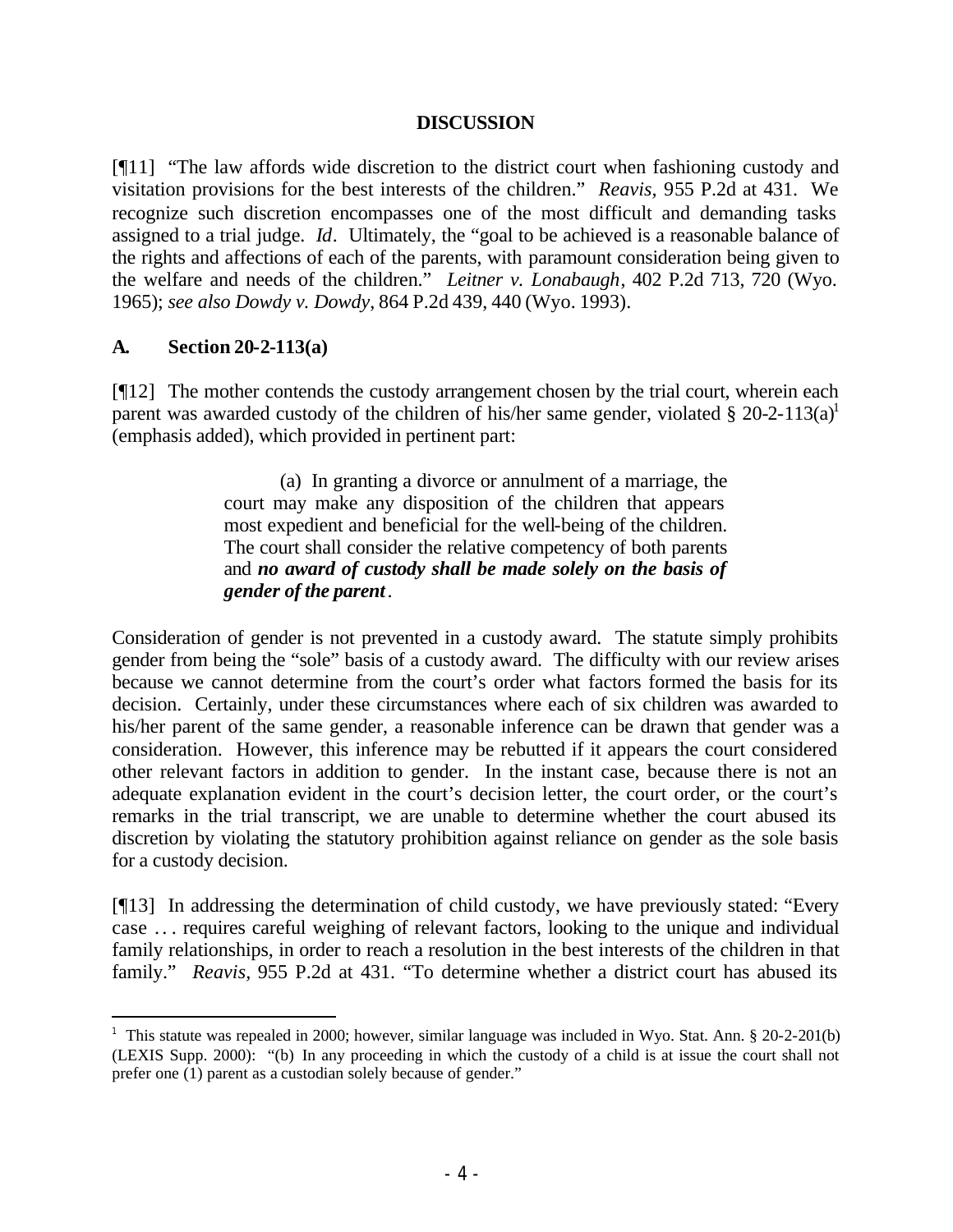## DISCUSSION

[¶11] "The law affords wide discretion to the district court when fashioning custody and visitation provisions for the best interests of the children." *Reavis*, 955 P.2d at 431. We recognize such discretion encompasses one of the most difficult and demanding tasks assigned to a trial judge. *Id*. Ultimately, the "goal to be achieved is a reasonable balance of the rights and affections of each of the parents, with paramount consideration being given to the welfare and needs of the children." *Leitner v. Lonabaugh*, 402 P.2d 713, 720 (Wyo. 1965); *see also Dowdy v. Dowdy*, 864 P.2d 439, 440 (Wyo. 1993).

### A. Section 20-2-113(a)

[¶12] The mother contends the custody arrangement chosen by the trial court, wherein each parent was awarded custody of the children of his/her same gender, violated § 20-2-113(a)[1] (emphasis added), which provided in pertinent part:

> (a) In granting a divorce or annulment of a marriage, the court may make any disposition of the children that appears most expedient and beneficial for the well-being of the children. The court shall consider the relative competency of both parents and ***no award of custody shall be made solely on the basis of gender of the parent***.

Consideration of gender is not prevented in a custody award. The statute simply prohibits gender from being the "sole" basis of a custody award. The difficulty with our review arises because we cannot determine from the court's order what factors formed the basis for its decision. Certainly, under these circumstances where each of six children was awarded to his/her parent of the same gender, a reasonable inference can be drawn that gender was a consideration. However, this inference may be rebutted if it appears the court considered other relevant factors in addition to gender. In the instant case, because there is not an adequate explanation evident in the court's decision letter, the court order, or the court's remarks in the trial transcript, we are unable to determine whether the court abused its discretion by violating the statutory prohibition against reliance on gender as the sole basis for a custody decision.

[¶13] In addressing the determination of child custody, we have previously stated: "Every case . . . requires careful weighing of relevant factors, looking to the unique and individual family relationships, in order to reach a resolution in the best interests of the children in that family." *Reavis*, 955 P.2d at 431. "To determine whether a district court has abused its

---

[1] This statute was repealed in 2000; however, similar language was included in Wyo. Stat. Ann. § 20-2-201(b) (LEXIS Supp. 2000): "(b) In any proceeding in which the custody of a child is at issue the court shall not prefer one (1) parent as a custodian solely because of gender."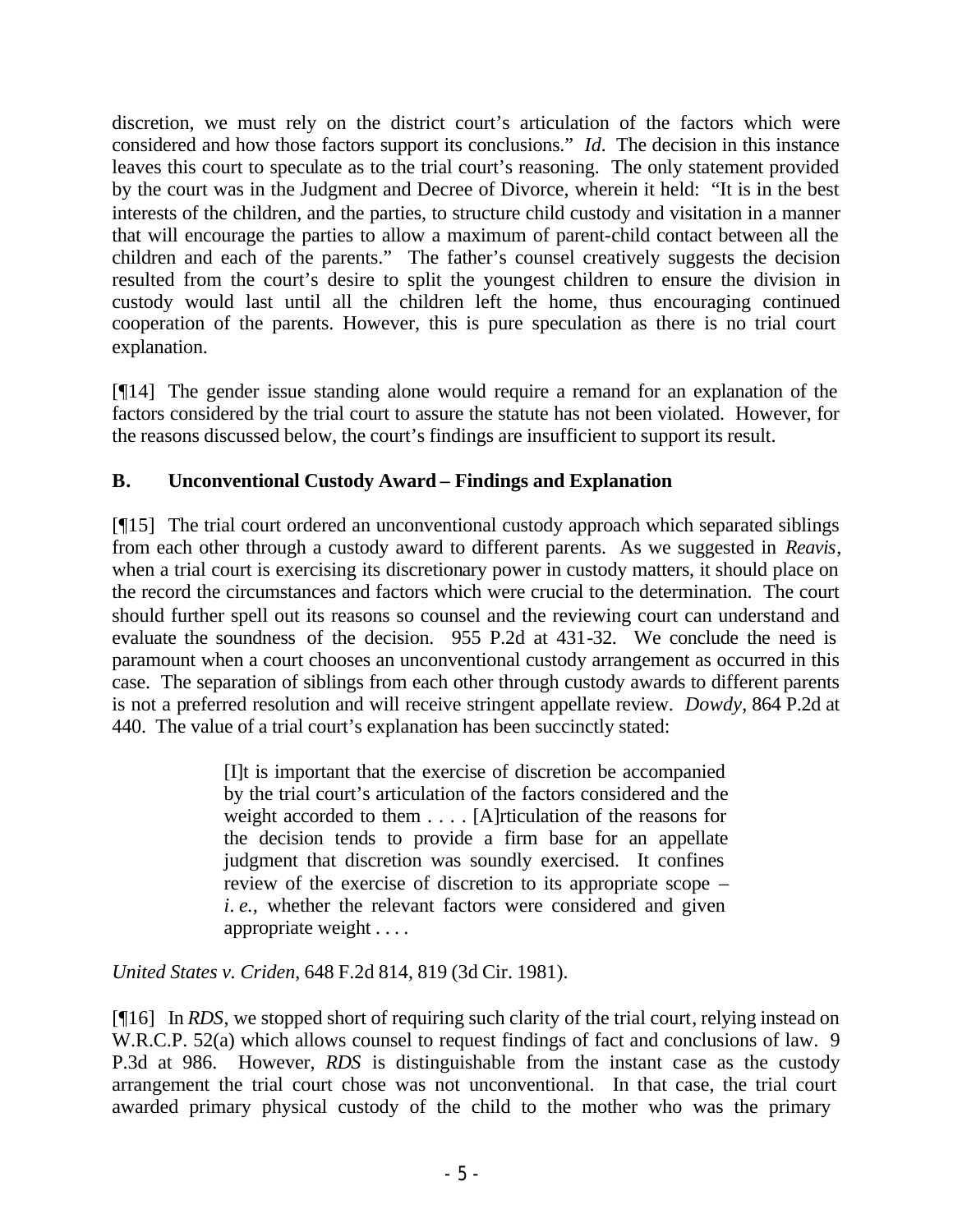discretion, we must rely on the district court's articulation of the factors which were considered and how those factors support its conclusions." *Id.* The decision in this instance leaves this court to speculate as to the trial court's reasoning. The only statement provided by the court was in the Judgment and Decree of Divorce, wherein it held: "It is in the best interests of the children, and the parties, to structure child custody and visitation in a manner that will encourage the parties to allow a maximum of parent-child contact between all the children and each of the parents." The father's counsel creatively suggests the decision resulted from the court's desire to split the youngest children to ensure the division in custody would last until all the children left the home, thus encouraging continued cooperation of the parents. However, this is pure speculation as there is no trial court explanation.

[¶14] The gender issue standing alone would require a remand for an explanation of the factors considered by the trial court to assure the statute has not been violated. However, for the reasons discussed below, the court's findings are insufficient to support its result.

**B. Unconventional Custody Award – Findings and Explanation**

[¶15] The trial court ordered an unconventional custody approach which separated siblings from each other through a custody award to different parents. As we suggested in *Reavis*, when a trial court is exercising its discretionary power in custody matters, it should place on the record the circumstances and factors which were crucial to the determination. The court should further spell out its reasons so counsel and the reviewing court can understand and evaluate the soundness of the decision. 955 P.2d at 431-32. We conclude the need is paramount when a court chooses an unconventional custody arrangement as occurred in this case. The separation of siblings from each other through custody awards to different parents is not a preferred resolution and will receive stringent appellate review. *Dowdy*, 864 P.2d at 440. The value of a trial court's explanation has been succinctly stated:

> [I]t is important that the exercise of discretion be accompanied by the trial court's articulation of the factors considered and the weight accorded to them . . . . [A]rticulation of the reasons for the decision tends to provide a firm base for an appellate judgment that discretion was soundly exercised. It confines review of the exercise of discretion to its appropriate scope – *i. e.*, whether the relevant factors were considered and given appropriate weight . . . .

*United States v. Criden*, 648 F.2d 814, 819 (3d Cir. 1981).

[¶16] In *RDS*, we stopped short of requiring such clarity of the trial court, relying instead on W.R.C.P. 52(a) which allows counsel to request findings of fact and conclusions of law. 9 P.3d at 986. However, *RDS* is distinguishable from the instant case as the custody arrangement the trial court chose was not unconventional. In that case, the trial court awarded primary physical custody of the child to the mother who was the primary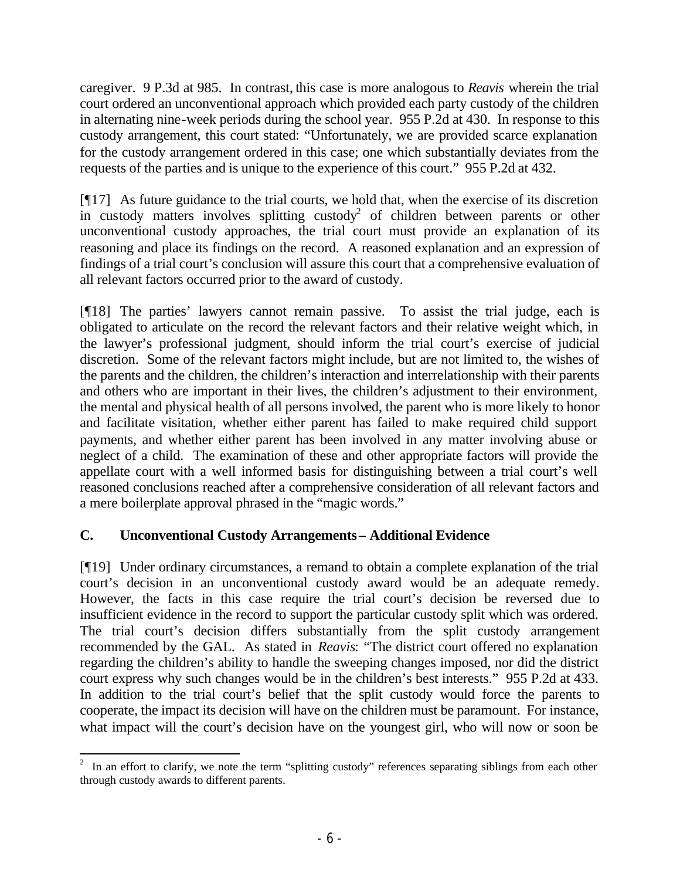caregiver. 9 P.3d at 985. In contrast, this case is more analogous to *Reavis* wherein the trial court ordered an unconventional approach which provided each party custody of the children in alternating nine-week periods during the school year. 955 P.2d at 430. In response to this custody arrangement, this court stated: "Unfortunately, we are provided scarce explanation for the custody arrangement ordered in this case; one which substantially deviates from the requests of the parties and is unique to the experience of this court." 955 P.2d at 432.

[¶17] As future guidance to the trial courts, we hold that, when the exercise of its discretion in custody matters involves splitting custody[2] of children between parents or other unconventional custody approaches, the trial court must provide an explanation of its reasoning and place its findings on the record. A reasoned explanation and an expression of findings of a trial court's conclusion will assure this court that a comprehensive evaluation of all relevant factors occurred prior to the award of custody.

[¶18] The parties' lawyers cannot remain passive. To assist the trial judge, each is obligated to articulate on the record the relevant factors and their relative weight which, in the lawyer's professional judgment, should inform the trial court's exercise of judicial discretion. Some of the relevant factors might include, but are not limited to, the wishes of the parents and the children, the children's interaction and interrelationship with their parents and others who are important in their lives, the children's adjustment to their environment, the mental and physical health of all persons involved, the parent who is more likely to honor and facilitate visitation, whether either parent has failed to make required child support payments, and whether either parent has been involved in any matter involving abuse or neglect of a child. The examination of these and other appropriate factors will provide the appellate court with a well informed basis for distinguishing between a trial court's well reasoned conclusions reached after a comprehensive consideration of all relevant factors and a mere boilerplate approval phrased in the "magic words."

### C. Unconventional Custody Arrangements – Additional Evidence

[¶19] Under ordinary circumstances, a remand to obtain a complete explanation of the trial court's decision in an unconventional custody award would be an adequate remedy. However, the facts in this case require the trial court's decision be reversed due to insufficient evidence in the record to support the particular custody split which was ordered. The trial court's decision differs substantially from the split custody arrangement recommended by the GAL. As stated in *Reavis*: "The district court offered no explanation regarding the children's ability to handle the sweeping changes imposed, nor did the district court express why such changes would be in the children's best interests." 955 P.2d at 433. In addition to the trial court's belief that the split custody would force the parents to cooperate, the impact its decision will have on the children must be paramount. For instance, what impact will the court's decision have on the youngest girl, who will now or soon be

---

[2] In an effort to clarify, we note the term "splitting custody" references separating siblings from each other through custody awards to different parents.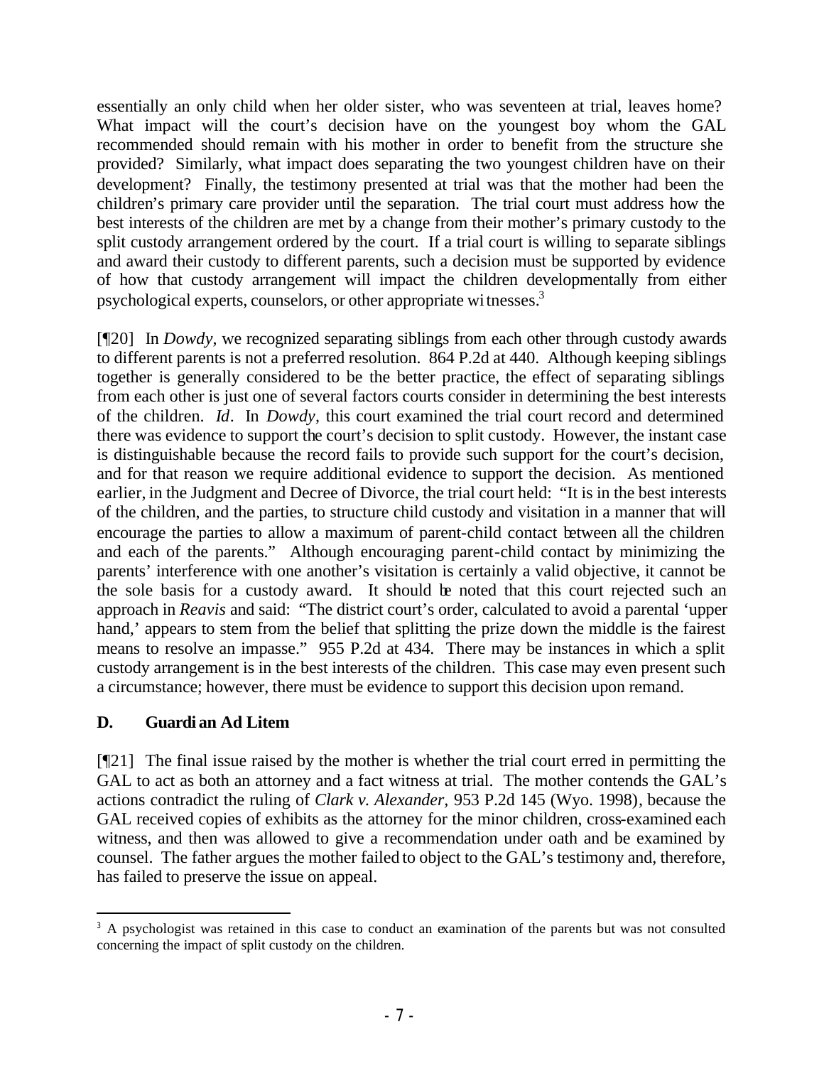essentially an only child when her older sister, who was seventeen at trial, leaves home? What impact will the court's decision have on the youngest boy whom the GAL recommended should remain with his mother in order to benefit from the structure she provided? Similarly, what impact does separating the two youngest children have on their development? Finally, the testimony presented at trial was that the mother had been the children's primary care provider until the separation. The trial court must address how the best interests of the children are met by a change from their mother's primary custody to the split custody arrangement ordered by the court. If a trial court is willing to separate siblings and award their custody to different parents, such a decision must be supported by evidence of how that custody arrangement will impact the children developmentally from either psychological experts, counselors, or other appropriate witnesses.[3]

[¶20] In *Dowdy*, we recognized separating siblings from each other through custody awards to different parents is not a preferred resolution. 864 P.2d at 440. Although keeping siblings together is generally considered to be the better practice, the effect of separating siblings from each other is just one of several factors courts consider in determining the best interests of the children. *Id*. In *Dowdy*, this court examined the trial court record and determined there was evidence to support the court's decision to split custody. However, the instant case is distinguishable because the record fails to provide such support for the court's decision, and for that reason we require additional evidence to support the decision. As mentioned earlier, in the Judgment and Decree of Divorce, the trial court held: "It is in the best interests of the children, and the parties, to structure child custody and visitation in a manner that will encourage the parties to allow a maximum of parent-child contact between all the children and each of the parents." Although encouraging parent-child contact by minimizing the parents' interference with one another's visitation is certainly a valid objective, it cannot be the sole basis for a custody award. It should be noted that this court rejected such an approach in *Reavis* and said: "The district court's order, calculated to avoid a parental 'upper hand,' appears to stem from the belief that splitting the prize down the middle is the fairest means to resolve an impasse." 955 P.2d at 434. There may be instances in which a split custody arrangement is in the best interests of the children. This case may even present such a circumstance; however, there must be evidence to support this decision upon remand.

## D. Guardian Ad Litem

[¶21] The final issue raised by the mother is whether the trial court erred in permitting the GAL to act as both an attorney and a fact witness at trial. The mother contends the GAL's actions contradict the ruling of *Clark v. Alexander*, 953 P.2d 145 (Wyo. 1998), because the GAL received copies of exhibits as the attorney for the minor children, cross-examined each witness, and then was allowed to give a recommendation under oath and be examined by counsel. The father argues the mother failed to object to the GAL's testimony and, therefore, has failed to preserve the issue on appeal.

---

[3] A psychologist was retained in this case to conduct an examination of the parents but was not consulted concerning the impact of split custody on the children.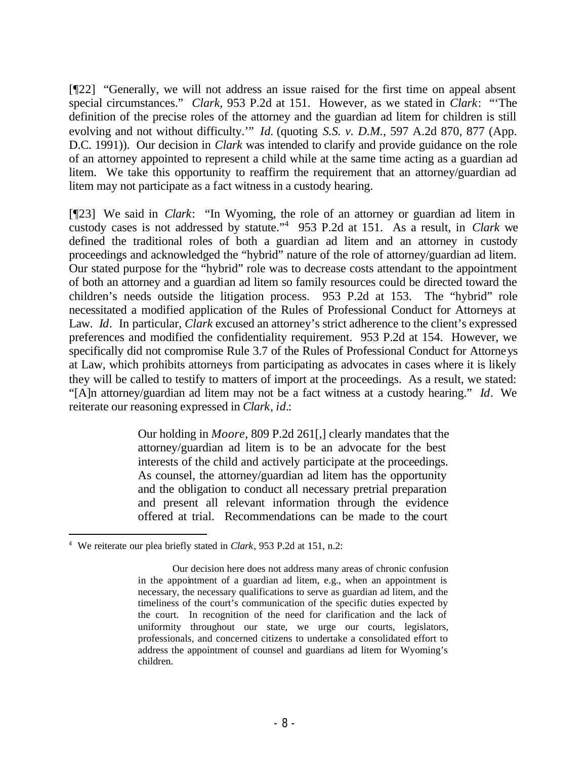[¶22] "Generally, we will not address an issue raised for the first time on appeal absent special circumstances." *Clark*, 953 P.2d at 151. However, as we stated in *Clark*: "'The definition of the precise roles of the attorney and the guardian ad litem for children is still evolving and not without difficulty.'" *Id.* (quoting *S.S. v. D.M.*, 597 A.2d 870, 877 (App. D.C. 1991)). Our decision in *Clark* was intended to clarify and provide guidance on the role of an attorney appointed to represent a child while at the same time acting as a guardian ad litem. We take this opportunity to reaffirm the requirement that an attorney/guardian ad litem may not participate as a fact witness in a custody hearing.

[¶23] We said in *Clark*: "In Wyoming, the role of an attorney or guardian ad litem in custody cases is not addressed by statute."[4] 953 P.2d at 151. As a result, in *Clark* we defined the traditional roles of both a guardian ad litem and an attorney in custody proceedings and acknowledged the "hybrid" nature of the role of attorney/guardian ad litem. Our stated purpose for the "hybrid" role was to decrease costs attendant to the appointment of both an attorney and a guardian ad litem so family resources could be directed toward the children's needs outside the litigation process. 953 P.2d at 153. The "hybrid" role necessitated a modified application of the Rules of Professional Conduct for Attorneys at Law. *Id*. In particular, *Clark* excused an attorney's strict adherence to the client's expressed preferences and modified the confidentiality requirement. 953 P.2d at 154. However, we specifically did not compromise Rule 3.7 of the Rules of Professional Conduct for Attorneys at Law, which prohibits attorneys from participating as advocates in cases where it is likely they will be called to testify to matters of import at the proceedings. As a result, we stated: "[A]n attorney/guardian ad litem may not be a fact witness at a custody hearing." *Id*. We reiterate our reasoning expressed in *Clark*, *id*.:

> Our holding in *Moore*, 809 P.2d 261[,] clearly mandates that the attorney/guardian ad litem is to be an advocate for the best interests of the child and actively participate at the proceedings. As counsel, the attorney/guardian ad litem has the opportunity and the obligation to conduct all necessary pretrial preparation and present all relevant information through the evidence offered at trial. Recommendations can be made to the court

---

[4] We reiterate our plea briefly stated in *Clark*, 953 P.2d at 151, n.2:

> Our decision here does not address many areas of chronic confusion in the appointment of a guardian ad litem, e.g., when an appointment is necessary, the necessary qualifications to serve as guardian ad litem, and the timeliness of the court's communication of the specific duties expected by the court. In recognition of the need for clarification and the lack of uniformity throughout our state, we urge our courts, legislators, professionals, and concerned citizens to undertake a consolidated effort to address the appointment of counsel and guardians ad litem for Wyoming's children.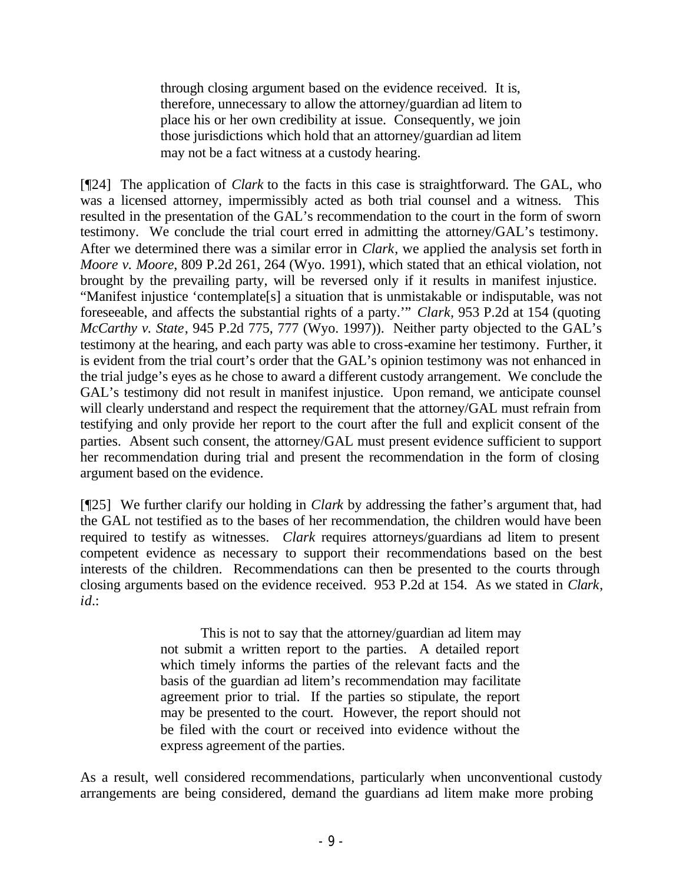> through closing argument based on the evidence received. It is, therefore, unnecessary to allow the attorney/guardian ad litem to place his or her own credibility at issue. Consequently, we join those jurisdictions which hold that an attorney/guardian ad litem may not be a fact witness at a custody hearing.

[¶24] The application of *Clark* to the facts in this case is straightforward. The GAL, who was a licensed attorney, impermissibly acted as both trial counsel and a witness. This resulted in the presentation of the GAL's recommendation to the court in the form of sworn testimony. We conclude the trial court erred in admitting the attorney/GAL's testimony. After we determined there was a similar error in *Clark*, we applied the analysis set forth in *Moore v. Moore*, 809 P.2d 261, 264 (Wyo. 1991), which stated that an ethical violation, not brought by the prevailing party, will be reversed only if it results in manifest injustice. "Manifest injustice 'contemplate[s] a situation that is unmistakable or indisputable, was not foreseeable, and affects the substantial rights of a party.'" *Clark*, 953 P.2d at 154 (quoting *McCarthy v. State*, 945 P.2d 775, 777 (Wyo. 1997)). Neither party objected to the GAL's testimony at the hearing, and each party was able to cross-examine her testimony. Further, it is evident from the trial court's order that the GAL's opinion testimony was not enhanced in the trial judge's eyes as he chose to award a different custody arrangement. We conclude the GAL's testimony did not result in manifest injustice. Upon remand, we anticipate counsel will clearly understand and respect the requirement that the attorney/GAL must refrain from testifying and only provide her report to the court after the full and explicit consent of the parties. Absent such consent, the attorney/GAL must present evidence sufficient to support her recommendation during trial and present the recommendation in the form of closing argument based on the evidence.

[¶25] We further clarify our holding in *Clark* by addressing the father's argument that, had the GAL not testified as to the bases of her recommendation, the children would have been required to testify as witnesses. *Clark* requires attorneys/guardians ad litem to present competent evidence as necessary to support their recommendations based on the best interests of the children. Recommendations can then be presented to the courts through closing arguments based on the evidence received. 953 P.2d at 154. As we stated in *Clark*, *id.*:

> This is not to say that the attorney/guardian ad litem may not submit a written report to the parties. A detailed report which timely informs the parties of the relevant facts and the basis of the guardian ad litem's recommendation may facilitate agreement prior to trial. If the parties so stipulate, the report may be presented to the court. However, the report should not be filed with the court or received into evidence without the express agreement of the parties.

As a result, well considered recommendations, particularly when unconventional custody arrangements are being considered, demand the guardians ad litem make more probing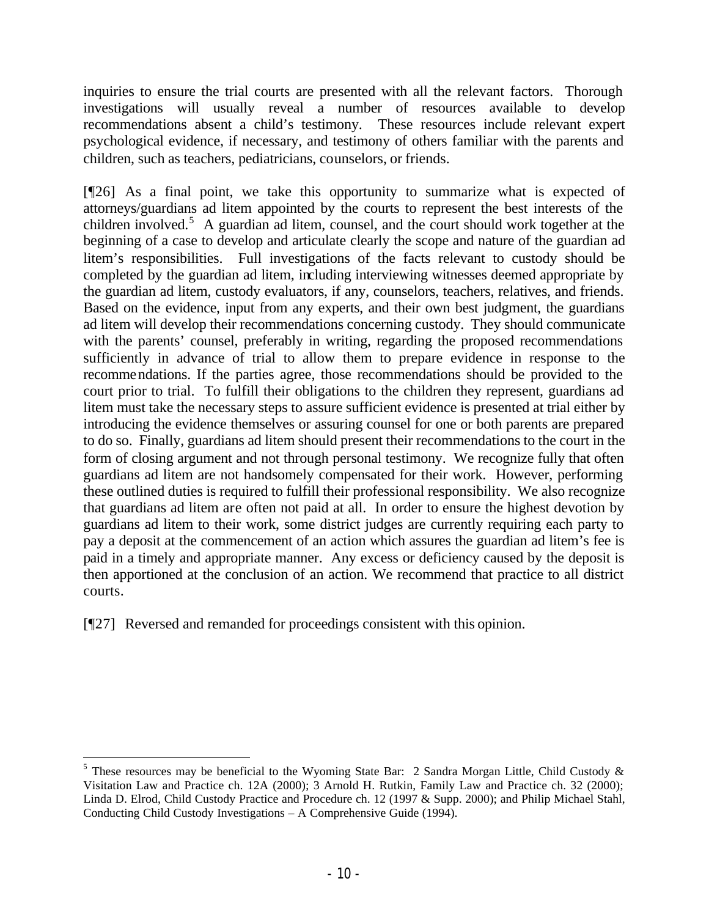inquiries to ensure the trial courts are presented with all the relevant factors. Thorough investigations will usually reveal a number of resources available to develop recommendations absent a child's testimony. These resources include relevant expert psychological evidence, if necessary, and testimony of others familiar with the parents and children, such as teachers, pediatricians, counselors, or friends.

[¶26] As a final point, we take this opportunity to summarize what is expected of attorneys/guardians ad litem appointed by the courts to represent the best interests of the children involved.[5] A guardian ad litem, counsel, and the court should work together at the beginning of a case to develop and articulate clearly the scope and nature of the guardian ad litem's responsibilities. Full investigations of the facts relevant to custody should be completed by the guardian ad litem, including interviewing witnesses deemed appropriate by the guardian ad litem, custody evaluators, if any, counselors, teachers, relatives, and friends. Based on the evidence, input from any experts, and their own best judgment, the guardians ad litem will develop their recommendations concerning custody. They should communicate with the parents' counsel, preferably in writing, regarding the proposed recommendations sufficiently in advance of trial to allow them to prepare evidence in response to the recommendations. If the parties agree, those recommendations should be provided to the court prior to trial. To fulfill their obligations to the children they represent, guardians ad litem must take the necessary steps to assure sufficient evidence is presented at trial either by introducing the evidence themselves or assuring counsel for one or both parents are prepared to do so. Finally, guardians ad litem should present their recommendations to the court in the form of closing argument and not through personal testimony. We recognize fully that often guardians ad litem are not handsomely compensated for their work. However, performing these outlined duties is required to fulfill their professional responsibility. We also recognize that guardians ad litem are often not paid at all. In order to ensure the highest devotion by guardians ad litem to their work, some district judges are currently requiring each party to pay a deposit at the commencement of an action which assures the guardian ad litem's fee is paid in a timely and appropriate manner. Any excess or deficiency caused by the deposit is then apportioned at the conclusion of an action. We recommend that practice to all district courts.

[¶27] Reversed and remanded for proceedings consistent with this opinion.

---

[5] These resources may be beneficial to the Wyoming State Bar: 2 Sandra Morgan Little, Child Custody & Visitation Law and Practice ch. 12A (2000); 3 Arnold H. Rutkin, Family Law and Practice ch. 32 (2000); Linda D. Elrod, Child Custody Practice and Procedure ch. 12 (1997 & Supp. 2000); and Philip Michael Stahl, Conducting Child Custody Investigations – A Comprehensive Guide (1994).